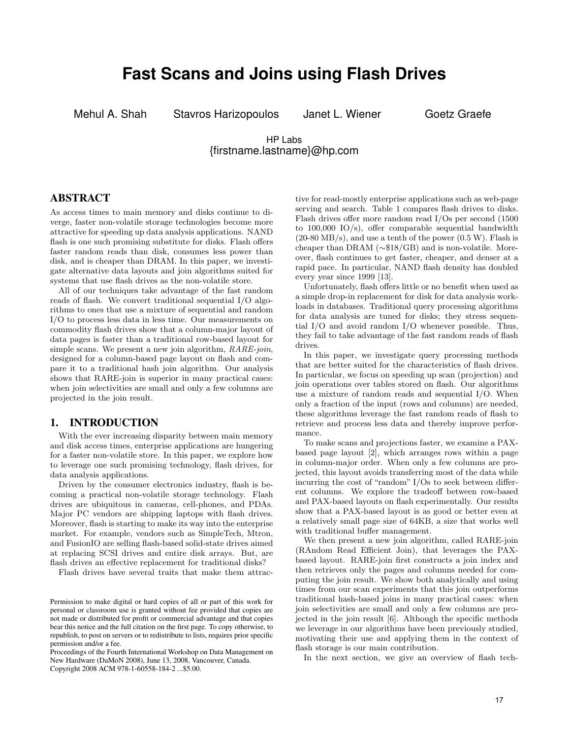# Fast Scans and Joins using Flash Drives

Mehul A. Shah Stavros Harizopoulos Janet L. Wiener Goetz Graefe

HP Labs
{firstname.lastname}@hp.com

## ABSTRACT

As access times to main memory and disks continue to diverge, faster non-volatile storage technologies become more attractive for speeding up data analysis applications. NAND flash is one such promising substitute for disks. Flash offers faster random reads than disk, consumes less power than disk, and is cheaper than DRAM. In this paper, we investigate alternative data layouts and join algorithms suited for systems that use flash drives as the non-volatile store.

All of our techniques take advantage of the fast random reads of flash. We convert traditional sequential I/O algorithms to ones that use a mixture of sequential and random I/O to process less data in less time. Our measurements on commodity flash drives show that a column-major layout of data pages is faster than a traditional row-based layout for simple scans. We present a new join algorithm, *RARE-join*, designed for a column-based page layout on flash and compare it to a traditional hash join algorithm. Our analysis shows that RARE-join is superior in many practical cases: when join selectivities are small and only a few columns are projected in the join result.

## 1. INTRODUCTION

With the ever increasing disparity between main memory and disk access times, enterprise applications are hungering for a faster non-volatile store. In this paper, we explore how to leverage one such promising technology, flash drives, for data analysis applications.

Driven by the consumer electronics industry, flash is becoming a practical non-volatile storage technology. Flash drives are ubiquitous in cameras, cell-phones, and PDAs. Major PC vendors are shipping laptops with flash drives. Moreover, flash is starting to make its way into the enterprise market. For example, vendors such as SimpleTech, Mtron, and FusionIO are selling flash-based solid-state drives aimed at replacing SCSI drives and entire disk arrays. But, are flash drives an effective replacement for traditional disks?

Flash drives have several traits that make them attractive for read-mostly enterprise applications such as web-page serving and search. Table 1 compares flash drives to disks. Flash drives offer more random read I/Os per second (1500 to 100,000 IO/s), offer comparable sequential bandwidth (20-80 MB/s), and use a tenth of the power (0.5 W). Flash is cheaper than DRAM (∼\$18/GB) and is non-volatile. Moreover, flash continues to get faster, cheaper, and denser at a rapid pace. In particular, NAND flash density has doubled every year since 1999 [13].

Unfortunately, flash offers little or no benefit when used as a simple drop-in replacement for disk for data analysis workloads in databases. Traditional query processing algorithms for data analysis are tuned for disks; they stress sequential I/O and avoid random I/O whenever possible. Thus, they fail to take advantage of the fast random reads of flash drives.

In this paper, we investigate query processing methods that are better suited for the characteristics of flash drives. In particular, we focus on speeding up scan (projection) and join operations over tables stored on flash. Our algorithms use a mixture of random reads and sequential I/O. When only a fraction of the input (rows and columns) are needed, these algorithms leverage the fast random reads of flash to retrieve and process less data and thereby improve performance.

To make scans and projections faster, we examine a PAX-based page layout [2], which arranges rows within a page in column-major order. When only a few columns are projected, this layout avoids transferring most of the data while incurring the cost of "random" I/Os to seek between different columns. We explore the tradeoff between row-based and PAX-based layouts on flash experimentally. Our results show that a PAX-based layout is as good or better even at a relatively small page size of 64KB, a size that works well with traditional buffer management.

We then present a new join algorithm, called RARE-join (RAndom Read Efficient Join), that leverages the PAX-based layout. RARE-join first constructs a join index and then retrieves only the pages and columns needed for computing the join result. We show both analytically and using times from our scan experiments that this join outperforms traditional hash-based joins in many practical cases: when join selectivities are small and only a few columns are projected in the join result [6]. Although the specific methods we leverage in our algorithms have been previously studied, motivating their use and applying them in the context of flash storage is our main contribution.

In the next section, we give an overview of flash tech-

Permission to make digital or hard copies of all or part of this work for personal or classroom use is granted without fee provided that copies are not made or distributed for profit or commercial advantage and that copies bear this notice and the full citation on the first page. To copy otherwise, to republish, to post on servers or to redistribute to lists, requires prior specific permission and/or a fee.
Proceedings of the Fourth International Workshop on Data Management on New Hardware (DaMoN 2008), June 13, 2008, Vancouver, Canada.
Copyright 2008 ACM 978-1-60558-184-2 ...\$5.00.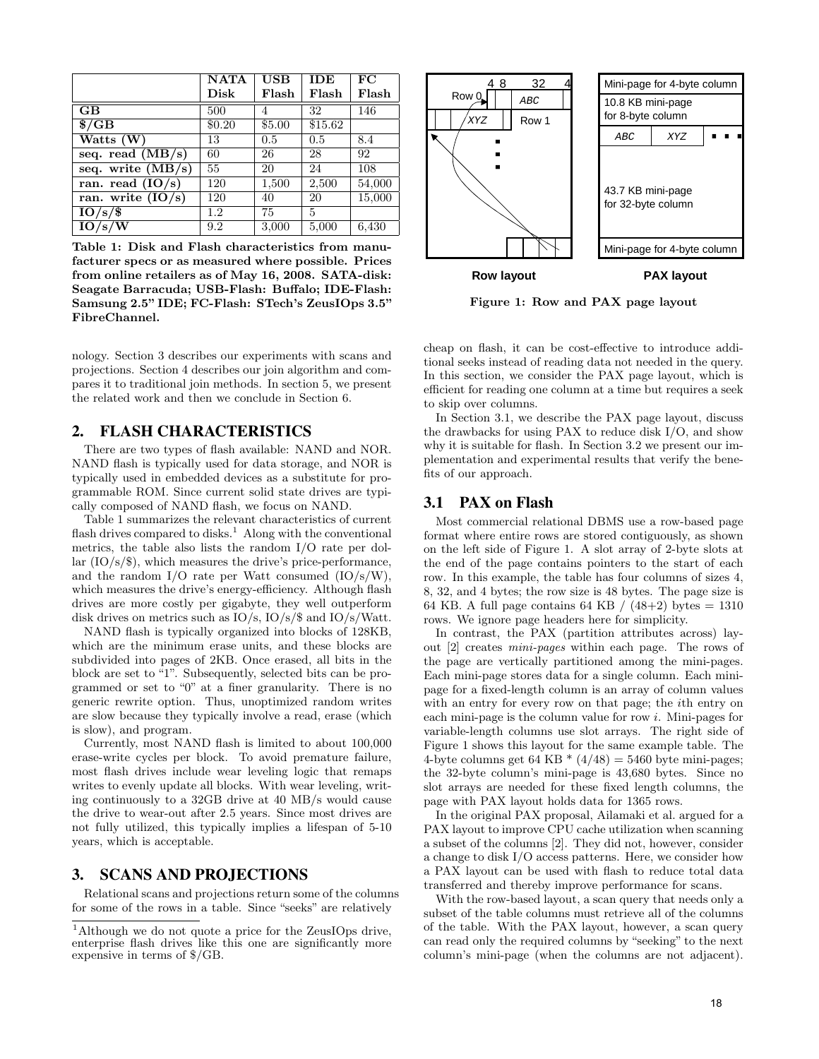|  | NATA Disk | USB Flash | IDE Flash | FC Flash |
|---|---|---|---|---|
| **GB** | 500 | 4 | 32 | 146 |
| **$/GB** | $0.20 | $5.00 | $15.62 |  |
| **Watts (W)** | 13 | 0.5 | 0.5 | 8.4 |
| **seq. read (MB/s)** | 60 | 26 | 28 | 92 |
| **seq. write (MB/s)** | 55 | 20 | 24 | 108 |
| **ran. read (IO/s)** | 120 | 1,500 | 2,500 | 54,000 |
| **ran. write (IO/s)** | 120 | 40 | 20 | 15,000 |
| **IO/s/$** | 1.2 | 75 | 5 |  |
| **IO/s/W** | 9.2 | 3,000 | 5,000 | 6,430 |

**Table 1: Disk and Flash characteristics from manufacturer specs or as measured where possible. Prices from online retailers as of May 16, 2008. SATA-disk: Seagate Barracuda; USB-Flash: Buffalo; IDE-Flash: Samsung 2.5" IDE; FC-Flash: STech's ZeusIOps 3.5" FibreChannel.**

nology. Section 3 describes our experiments with scans and projections. Section 4 describes our join algorithm and compares it to traditional join methods. In section 5, we present the related work and then we conclude in Section 6.

## 2. FLASH CHARACTERISTICS

There are two types of flash available: NAND and NOR. NAND flash is typically used for data storage, and NOR is typically used in embedded devices as a substitute for programmable ROM. Since current solid state drives are typically composed of NAND flash, we focus on NAND.

Table 1 summarizes the relevant characteristics of current flash drives compared to disks.[1] Along with the conventional metrics, the table also lists the random I/O rate per dollar (IO/s/$), which measures the drive's price-performance, and the random I/O rate per Watt consumed (IO/s/W), which measures the drive's energy-efficiency. Although flash drives are more costly per gigabyte, they well outperform disk drives on metrics such as IO/s, IO/s/$ and IO/s/Watt.

NAND flash is typically organized into blocks of 128KB, which are the minimum erase units, and these blocks are subdivided into pages of 2KB. Once erased, all bits in the block are set to "1". Subsequently, selected bits can be programmed or set to "0" at a finer granularity. There is no generic rewrite option. Thus, unoptimized random writes are slow because they typically involve a read, erase (which is slow), and program.

Currently, most NAND flash is limited to about 100,000 erase-write cycles per block. To avoid premature failure, most flash drives include wear leveling logic that remaps writes to evenly update all blocks. With wear leveling, writing continuously to a 32GB drive at 40 MB/s would cause the drive to wear-out after 2.5 years. Since most drives are not fully utilized, this typically implies a lifespan of 5-10 years, which is acceptable.

## 3. SCANS AND PROJECTIONS

Relational scans and projections return some of the columns for some of the rows in a table. Since "seeks" are relatively

[1] Although we do not quote a price for the ZeusIOps drive, enterprise flash drives like this one are significantly more expensive in terms of $/GB.

Figure 1: Row and PAX page layout

cheap on flash, it can be cost-effective to introduce additional seeks instead of reading data not needed in the query. In this section, we consider the PAX page layout, which is efficient for reading one column at a time but requires a seek to skip over columns.

In Section 3.1, we describe the PAX page layout, discuss the drawbacks for using PAX to reduce disk I/O, and show why it is suitable for flash. In Section 3.2 we present our implementation and experimental results that verify the benefits of our approach.

### 3.1 PAX on Flash

Most commercial relational DBMS use a row-based page format where entire rows are stored contiguously, as shown on the left side of Figure 1. A slot array of 2-byte slots at the end of the page contains pointers to the start of each row. In this example, the table has four columns of sizes 4, 8, 32, and 4 bytes; the row size is 48 bytes. The page size is 64 KB. A full page contains 64 KB / (48+2) bytes = 1310 rows. We ignore page headers here for simplicity.

In contrast, the PAX (partition attributes across) layout [2] creates *mini-pages* within each page. The rows of the page are vertically partitioned among the mini-pages. Each mini-page stores data for a single column. Each mini-page for a fixed-length column is an array of column values with an entry for every row on that page; the $i$th entry on each mini-page is the column value for row $i$. Mini-pages for variable-length columns use slot arrays. The right side of Figure 1 shows this layout for the same example table. The 4-byte columns get 64 KB * (4/48) = 5460 byte mini-pages; the 32-byte column's mini-page is 43,680 bytes. Since no slot arrays are needed for these fixed length columns, the page with PAX layout holds data for 1365 rows.

In the original PAX proposal, Ailamaki et al. argued for a PAX layout to improve CPU cache utilization when scanning a subset of the columns [2]. They did not, however, consider a change to disk I/O access patterns. Here, we consider how a PAX layout can be used with flash to reduce total data transferred and thereby improve performance for scans.

With the row-based layout, a scan query that needs only a subset of the table columns must retrieve all of the columns of the table. With the PAX layout, however, a scan query can read only the required columns by "seeking" to the next column's mini-page (when the columns are not adjacent).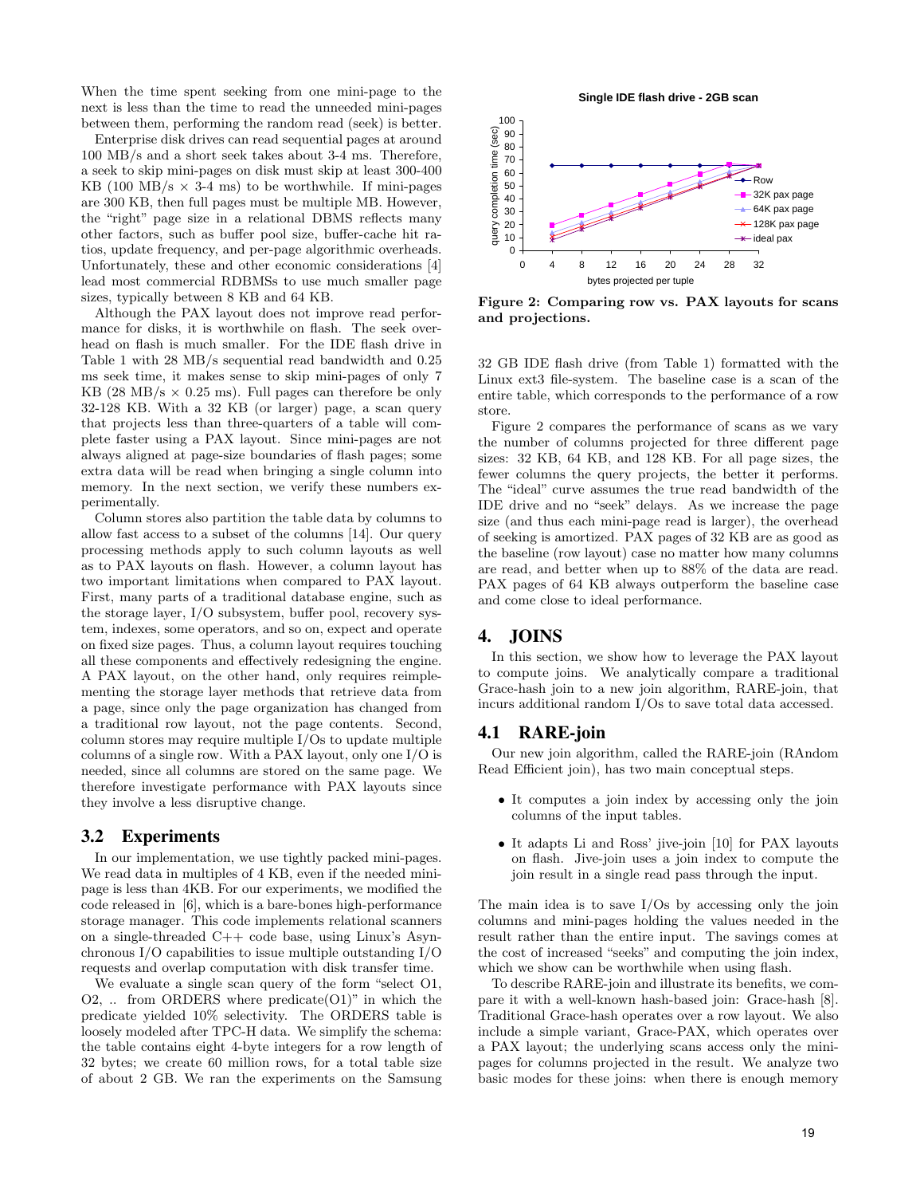When the time spent seeking from one mini-page to the next is less than the time to read the unneeded mini-pages between them, performing the random read (seek) is better.

Enterprise disk drives can read sequential pages at around 100 MB/s and a short seek takes about 3-4 ms. Therefore, a seek to skip mini-pages on disk must skip at least 300-400 KB (100 MB/s × 3-4 ms) to be worthwhile. If mini-pages are 300 KB, then full pages must be multiple MB. However, the "right" page size in a relational DBMS reflects many other factors, such as buffer pool size, buffer-cache hit ratios, update frequency, and per-page algorithmic overheads. Unfortunately, these and other economic considerations [4] lead most commercial RDBMSs to use much smaller page sizes, typically between 8 KB and 64 KB.

Although the PAX layout does not improve read performance for disks, it is worthwhile on flash. The seek overhead on flash is much smaller. For the IDE flash drive in Table 1 with 28 MB/s sequential read bandwidth and 0.25 ms seek time, it makes sense to skip mini-pages of only 7 KB (28 MB/s × 0.25 ms). Full pages can therefore be only 32-128 KB. With a 32 KB (or larger) page, a scan query that projects less than three-quarters of a table will complete faster using a PAX layout. Since mini-pages are not always aligned at page-size boundaries of flash pages; some extra data will be read when bringing a single column into memory. In the next section, we verify these numbers experimentally.

Column stores also partition the table data by columns to allow fast access to a subset of the columns [14]. Our query processing methods apply to such column layouts as well as to PAX layouts on flash. However, a column layout has two important limitations when compared to PAX layout. First, many parts of a traditional database engine, such as the storage layer, I/O subsystem, buffer pool, recovery system, indexes, some operators, and so on, expect and operate on fixed size pages. Thus, a column layout requires touching all these components and effectively redesigning the engine. A PAX layout, on the other hand, only requires reimplementing the storage layer methods that retrieve data from a page, since only the page organization has changed from a traditional row layout, not the page contents. Second, column stores may require multiple I/Os to update multiple columns of a single row. With a PAX layout, only one I/O is needed, since all columns are stored on the same page. We therefore investigate performance with PAX layouts since they involve a less disruptive change.

## 3.2 Experiments

In our implementation, we use tightly packed mini-pages. We read data in multiples of 4 KB, even if the needed mini-page is less than 4KB. For our experiments, we modified the code released in [6], which is a bare-bones high-performance storage manager. This code implements relational scanners on a single-threaded C++ code base, using Linux's Asynchronous I/O capabilities to issue multiple outstanding I/O requests and overlap computation with disk transfer time.

We evaluate a single scan query of the form "select O1, O2, .. from ORDERS where predicate(O1)" in which the predicate yielded 10% selectivity. The ORDERS table is loosely modeled after TPC-H data. We simplify the schema: the table contains eight 4-byte integers for a row length of 32 bytes; we create 60 million rows, for a total table size of about 2 GB. We ran the experiments on the Samsung 32 GB IDE flash drive (from Table 1) formatted with the Linux ext3 file-system. The baseline case is a scan of the entire table, which corresponds to the performance of a row store.

**Figure 2: Comparing row vs. PAX layouts for scans and projections.**

Figure 2 compares the performance of scans as we vary the number of columns projected for three different page sizes: 32 KB, 64 KB, and 128 KB. For all page sizes, the fewer columns the query projects, the better it performs. The "ideal" curve assumes the true read bandwidth of the IDE drive and no "seek" delays. As we increase the page size (and thus each mini-page read is larger), the overhead of seeking is amortized. PAX pages of 32 KB are as good as the baseline (row layout) case no matter how many columns are read, and better when up to 88% of the data are read. PAX pages of 64 KB always outperform the baseline case and come close to ideal performance.

# 4. JOINS

In this section, we show how to leverage the PAX layout to compute joins. We analytically compare a traditional Grace-hash join to a new join algorithm, RARE-join, that incurs additional random I/Os to save total data accessed.

## 4.1 RARE-join

Our new join algorithm, called the RARE-join (RAndom Read Efficient join), has two main conceptual steps.

- It computes a join index by accessing only the join columns of the input tables.
- It adapts Li and Ross' jive-join [10] for PAX layouts on flash. Jive-join uses a join index to compute the join result in a single read pass through the input.

The main idea is to save I/Os by accessing only the join columns and mini-pages holding the values needed in the result rather than the entire input. The savings comes at the cost of increased "seeks" and computing the join index, which we show can be worthwhile when using flash.

To describe RARE-join and illustrate its benefits, we compare it with a well-known hash-based join: Grace-hash [8]. Traditional Grace-hash operates over a row layout. We also include a simple variant, Grace-PAX, which operates over a PAX layout; the underlying scans access only the mini-pages for columns projected in the result. We analyze two basic modes for these joins: when there is enough memory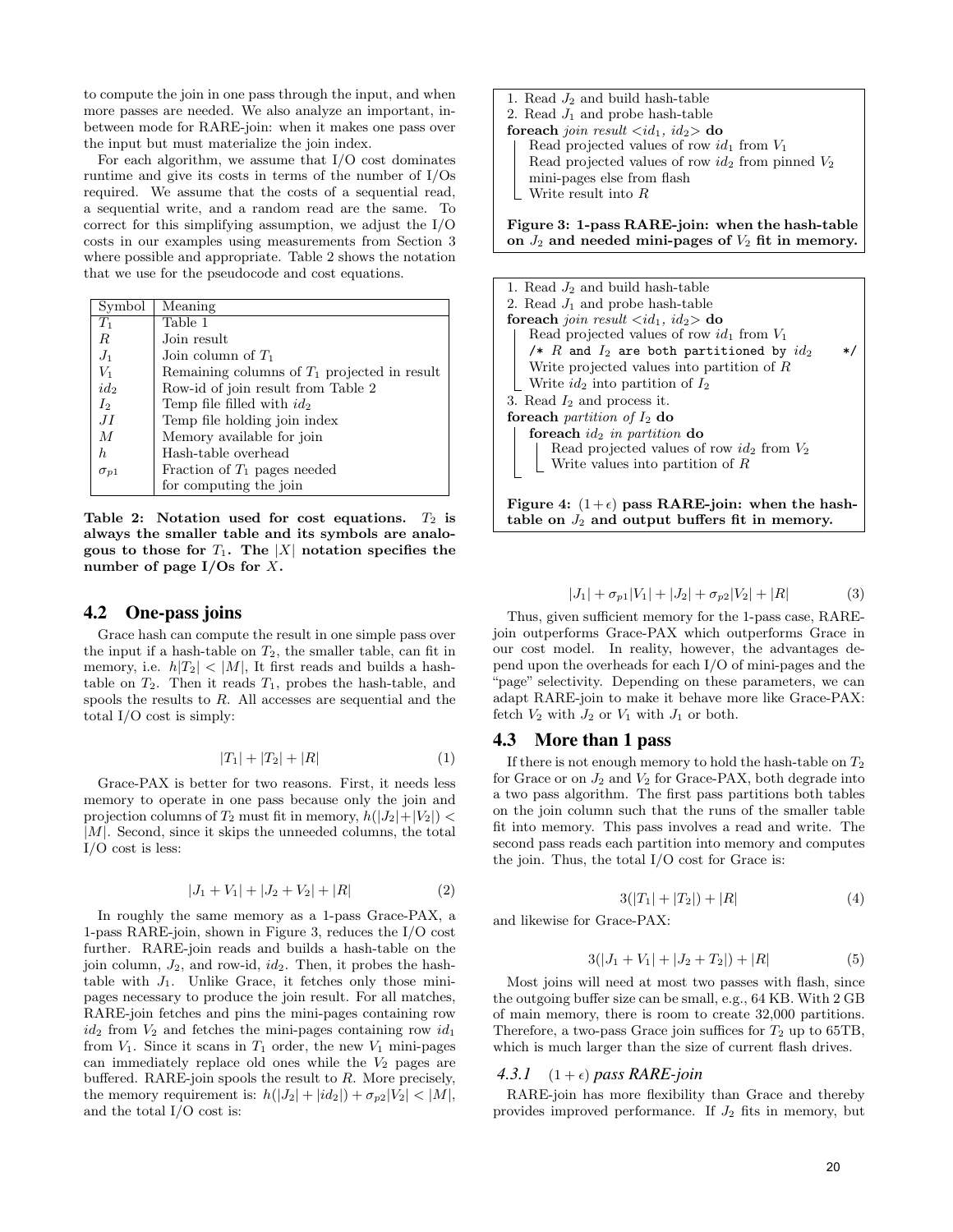to compute the join in one pass through the input, and when more passes are needed. We also analyze an important, in-between mode for RARE-join: when it makes one pass over the input but must materialize the join index.

For each algorithm, we assume that I/O cost dominates runtime and give its costs in terms of the number of I/Os required. We assume that the costs of a sequential read, a sequential write, and a random read are the same. To correct for this simplifying assumption, we adjust the I/O costs in our examples using measurements from Section 3 where possible and appropriate. Table 2 shows the notation that we use for the pseudocode and cost equations.

| Symbol | Meaning |
|---|---|
| $T_1$ | Table 1 |
| $R$ | Join result |
| $J_1$ | Join column of $T_1$ |
| $V_1$ | Remaining columns of $T_1$ projected in result |
| $id_2$ | Row-id of join result from Table 2 |
| $I_2$ | Temp file filled with $id_2$ |
| $JI$ | Temp file holding join index |
| $M$ | Memory available for join |
| $h$ | Hash-table overhead |
| $\sigma_{p1}$ | Fraction of $T_1$ pages needed for computing the join |

**Table 2: Notation used for cost equations. $T_2$ is always the smaller table and its symbols are analogous to those for $T_1$. The $|X|$ notation specifies the number of page I/Os for $X$.**

## 4.2 One-pass joins

Grace hash can compute the result in one simple pass over the input if a hash-table on $T_2$, the smaller table, can fit in memory, i.e. $h|T_2| < |M|$, It first reads and builds a hash-table on $T_2$. Then it reads $T_1$, probes the hash-table, and spools the results to $R$. All accesses are sequential and the total I/O cost is simply:

$$|T_1| + |T_2| + |R| \tag{1}$$

Grace-PAX is better for two reasons. First, it needs less memory to operate in one pass because only the join and projection columns of $T_2$ must fit in memory, $h(|J_2|+|V_2|) < |M|$. Second, since it skips the unneeded columns, the total I/O cost is less:

$$|J_1 + V_1| + |J_2 + V_2| + |R| \tag{2}$$

In roughly the same memory as a 1-pass Grace-PAX, a 1-pass RARE-join, shown in Figure 3, reduces the I/O cost further. RARE-join reads and builds a hash-table on the join column, $J_2$, and row-id, $id_2$. Then, it probes the hash-table with $J_1$. Unlike Grace, it fetches only those mini-pages necessary to produce the join result. For all matches, RARE-join fetches and pins the mini-pages containing row $id_2$ from $V_2$ and fetches the mini-pages containing row $id_1$ from $V_1$. Since it scans in $T_1$ order, the new $V_1$ mini-pages can immediately replace old ones while the $V_2$ pages are buffered. RARE-join spools the result to $R$. More precisely, the memory requirement is: $h(|J_2| + |id_2|) + \sigma_{p2}|V_2| < |M|$, and the total I/O cost is:

```
1. Read J2 and build hash-table
2. Read J1 and probe hash-table
foreach join result <id1, id2> do
    Read projected values of row id1 from V1
    Read projected values of row id2 from pinned V2
    mini-pages else from flash
    Write result into R
```

**Figure 3: 1-pass RARE-join: when the hash-table on $J_2$ and needed mini-pages of $V_2$ fit in memory.**

```
1. Read J2 and build hash-table
2. Read J1 and probe hash-table
foreach join result <id1, id2> do
    Read projected values of row id1 from V1
    /* R and I2 are both partitioned by id2      */
    Write projected values into partition of R
    Write id2 into partition of I2
3. Read I2 and process it.
foreach partition of I2 do
    foreach id2 in partition do
        Read projected values of row id2 from V2
        Write values into partition of R
```

**Figure 4: $(1+\epsilon)$ pass RARE-join: when the hash-table on $J_2$ and output buffers fit in memory.**

$$|J_1| + \sigma_{p1}|V_1| + |J_2| + \sigma_{p2}|V_2| + |R| \tag{3}$$

Thus, given sufficient memory for the 1-pass case, RARE-join outperforms Grace-PAX which outperforms Grace in our cost model. In reality, however, the advantages depend upon the overheads for each I/O of mini-pages and the "page" selectivity. Depending on these parameters, we can adapt RARE-join to make it behave more like Grace-PAX: fetch $V_2$ with $J_2$ or $V_1$ with $J_1$ or both.

## 4.3 More than 1 pass

If there is not enough memory to hold the hash-table on $T_2$ for Grace or on $J_2$ and $V_2$ for Grace-PAX, both degrade into a two pass algorithm. The first pass partitions both tables on the join column such that the runs of the smaller table fit into memory. This pass involves a read and write. The second pass reads each partition into memory and computes the join. Thus, the total I/O cost for Grace is:

$$3(|T_1| + |T_2|) + |R| \tag{4}$$

and likewise for Grace-PAX:

$$3(|J_1 + V_1| + |J_2 + T_2|) + |R| \tag{5}$$

Most joins will need at most two passes with flash, since the outgoing buffer size can be small, e.g., 64 KB. With 2 GB of main memory, there is room to create 32,000 partitions. Therefore, a two-pass Grace join suffices for $T_2$ up to 65TB, which is much larger than the size of current flash drives.

### 4.3.1 $(1 + \epsilon)$ pass RARE-join

RARE-join has more flexibility than Grace and thereby provides improved performance. If $J_2$ fits in memory, but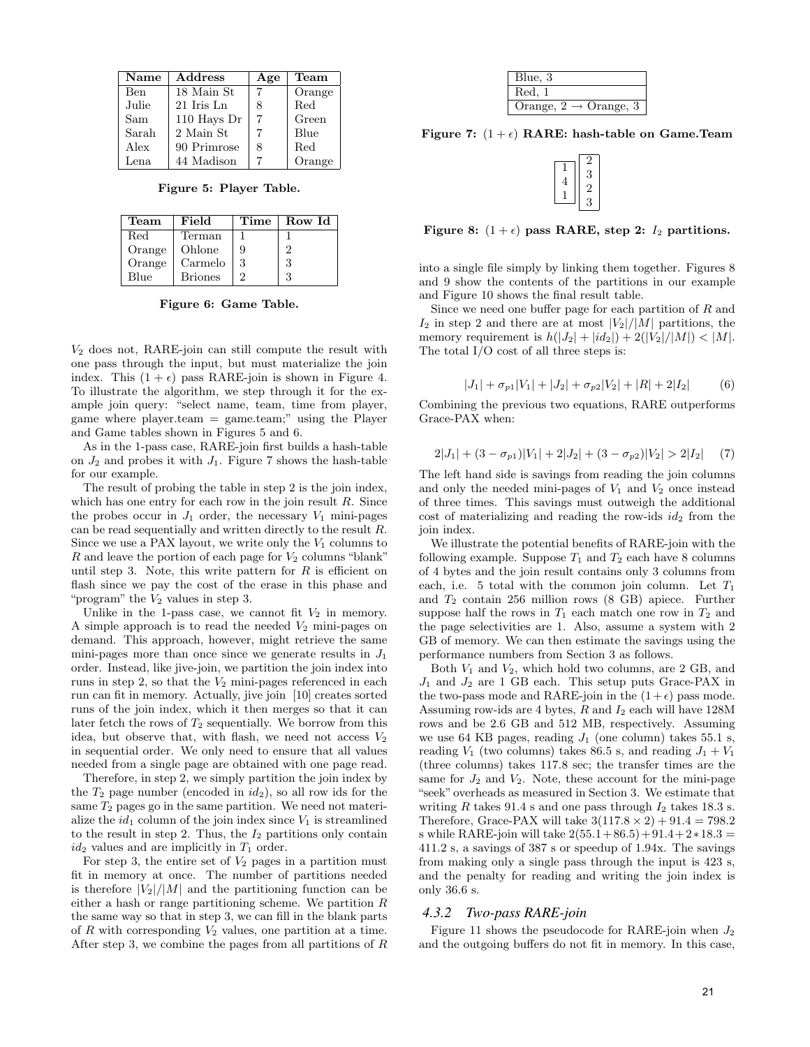| Name | Address | Age | Team |
|---|---|---|---|
| Ben | 18 Main St | 7 | Orange |
| Julie | 21 Iris Ln | 8 | Red |
| Sam | 110 Hays Dr | 7 | Green |
| Sarah | 2 Main St | 7 | Blue |
| Alex | 90 Primrose | 8 | Red |
| Lena | 44 Madison | 7 | Orange |

**Figure 5: Player Table.**

| Team | Field | Time | Row Id |
|---|---|---|---|
| Red | Terman | 1 | 1 |
| Orange | Ohlone | 9 | 2 |
| Orange | Carmelo | 3 | 3 |
| Blue | Briones | 2 | 3 |

**Figure 6: Game Table.**

$V_2$ does not, RARE-join can still compute the result with one pass through the input, but must materialize the join index. This $(1 + \epsilon)$ pass RARE-join is shown in Figure 4. To illustrate the algorithm, we step through it for the example join query: "select name, team, time from player, game where player.team = game.team;" using the Player and Game tables shown in Figures 5 and 6.

As in the 1-pass case, RARE-join first builds a hash-table on $J_2$ and probes it with $J_1$. Figure 7 shows the hash-table for our example.

The result of probing the table in step 2 is the join index, which has one entry for each row in the join result $R$. Since the probes occur in $J_1$ order, the necessary $V_1$ mini-pages can be read sequentially and written directly to the result $R$. Since we use a PAX layout, we write only the $V_1$ columns to $R$ and leave the portion of each page for $V_2$ columns "blank" until step 3. Note, this write pattern for $R$ is efficient on flash since we pay the cost of the erase in this phase and "program" the $V_2$ values in step 3.

Unlike in the 1-pass case, we cannot fit $V_2$ in memory. A simple approach is to read the needed $V_2$ mini-pages on demand. This approach, however, might retrieve the same mini-pages more than once since we generate results in $J_1$ order. Instead, like jive-join, we partition the join index into runs in step 2, so that the $V_2$ mini-pages referenced in each run can fit in memory. Actually, jive join [10] creates sorted runs of the join index, which it then merges so that it can later fetch the rows of $T_2$ sequentially. We borrow from this idea, but observe that, with flash, we need not access $V_2$ in sequential order. We only need to ensure that all values needed from a single page are obtained with one page read.

Therefore, in step 2, we simply partition the join index by the $T_2$ page number (encoded in $id_2$), so all row ids for the same $T_2$ pages go in the same partition. We need not materialize the $id_1$ column of the join index since $V_1$ is streamlined to the result in step 2. Thus, the $I_2$ partitions only contain $id_2$ values and are implicitly in $T_1$ order.

For step 3, the entire set of $V_2$ pages in a partition must fit in memory at once. The number of partitions needed is therefore $|V_2|/|M|$ and the partitioning function can be either a hash or range partitioning scheme. We partition $R$ the same way so that in step 3, we can fill in the blank parts of $R$ with corresponding $V_2$ values, one partition at a time. After step 3, we combine the pages from all partitions of $R$ into a single file simply by linking them together. Figures 8 and 9 show the contents of the partitions in our example and Figure 10 shows the final result table.

| |
|---|
| Blue, 3 |
| Red, 1 |
| Orange, 2 → Orange, 3 |

**Figure 7: $(1 + \epsilon)$ RARE: hash-table on Game.Team**

| | |
|---|---|
| 1 | 2 |
| 4 | 3 |
| 1 | 2 |
| | 3 |

**Figure 8: $(1 + \epsilon)$ pass RARE, step 2: $I_2$ partitions.**

Since we need one buffer page for each partition of $R$ and $I_2$ in step 2 and there are at most $|V_2|/|M|$ partitions, the memory requirement is $h(|J_2| + |id_2|) + 2(|V_2|/|M|) < |M|$. The total I/O cost of all three steps is:

$$|J_1| + \sigma_{p1}|V_1| + |J_2| + \sigma_{p2}|V_2| + |R| + 2|I_2| \qquad (6)$$

Combining the previous two equations, RARE outperforms Grace-PAX when:

$$2|J_1| + (3 - \sigma_{p1})|V_1| + 2|J_2| + (3 - \sigma_{p2})|V_2| > 2|I_2| \qquad (7)$$

The left hand side is savings from reading the join columns and only the needed mini-pages of $V_1$ and $V_2$ once instead of three times. This savings must outweigh the additional cost of materializing and reading the row-ids $id_2$ from the join index.

We illustrate the potential benefits of RARE-join with the following example. Suppose $T_1$ and $T_2$ each have 8 columns of 4 bytes and the join result contains only 3 columns from each, i.e. 5 total with the common join column. Let $T_1$ and $T_2$ contain 256 million rows (8 GB) apiece. Further suppose half the rows in $T_1$ each match one row in $T_2$ and the page selectivities are 1. Also, assume a system with 2 GB of memory. We can then estimate the savings using the performance numbers from Section 3 as follows.

Both $V_1$ and $V_2$, which hold two columns, are 2 GB, and $J_1$ and $J_2$ are 1 GB each. This setup puts Grace-PAX in the two-pass mode and RARE-join in the $(1+\epsilon)$ pass mode. Assuming row-ids are 4 bytes, $R$ and $I_2$ each will have 128M rows and be 2.6 GB and 512 MB, respectively. Assuming we use 64 KB pages, reading $J_1$ (one column) takes 55.1 s, reading $V_1$ (two columns) takes 86.5 s, and reading $J_1 + V_1$ (three columns) takes 117.8 sec; the transfer times are the same for $J_2$ and $V_2$. Note, these account for the mini-page "seek" overheads as measured in Section 3. We estimate that writing $R$ takes 91.4 s and one pass through $I_2$ takes 18.3 s. Therefore, Grace-PAX will take $3(117.8 \times 2) + 91.4 = 798.2$ s while RARE-join will take $2(55.1+86.5)+91.4+2*18.3 = 411.2$ s, a savings of 387 s or speedup of 1.94x. The savings from making only a single pass through the input is 423 s, and the penalty for reading and writing the join index is only 36.6 s.

### 4.3.2 Two-pass RARE-join

Figure 11 shows the pseudocode for RARE-join when $J_2$ and the outgoing buffers do not fit in memory. In this case,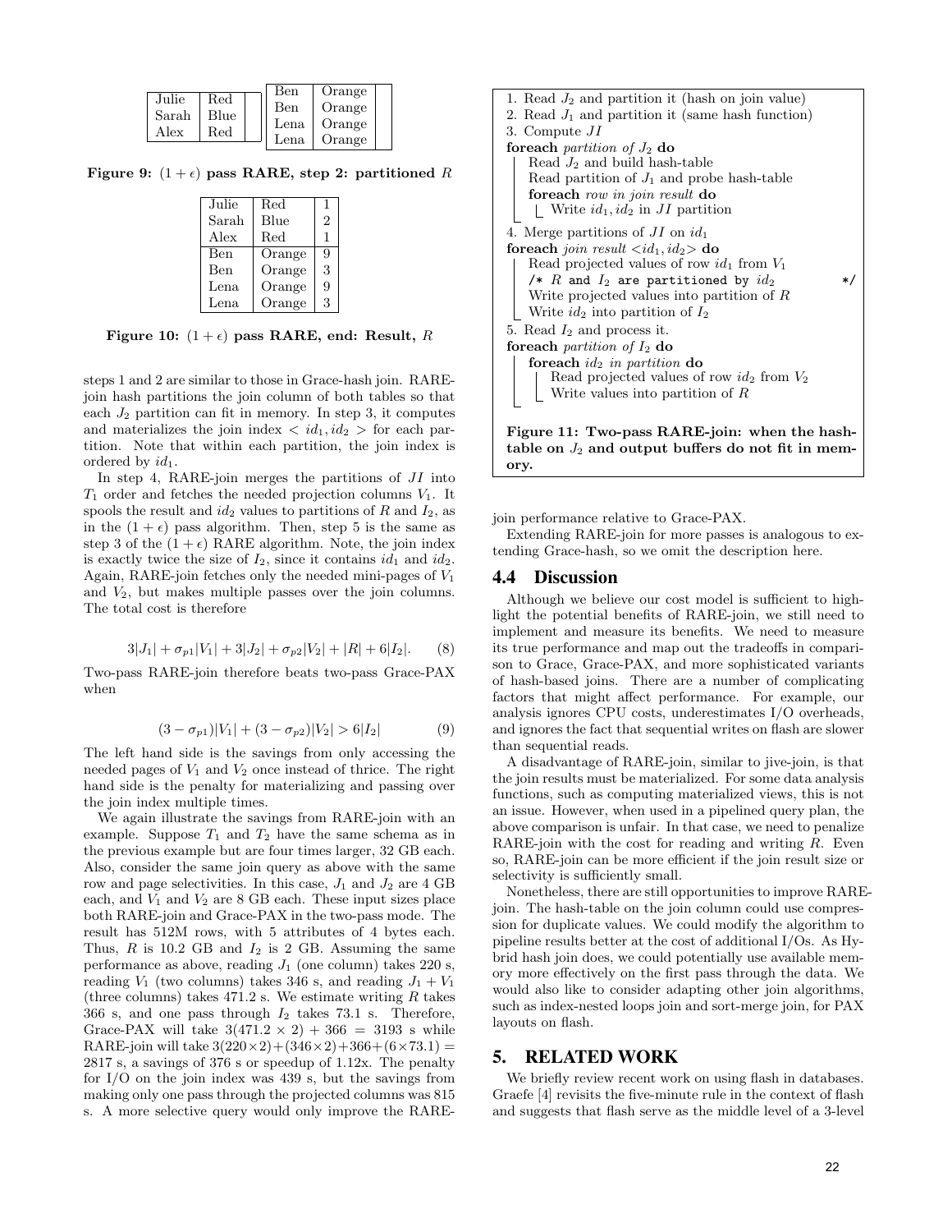| Julie | Red |
|---|---|
| Sarah | Blue |
| Alex | Red |

| Ben | Orange |
|---|---|
| Ben | Orange |
| Lena | Orange |
| Lena | Orange |

**Figure 9: $(1+\epsilon)$ pass RARE, step 2: partitioned $R$**

| Julie | Red | 1 |
|---|---|---|
| Sarah | Blue | 2 |
| Alex | Red | 1 |
| Ben | Orange | 9 |
| Ben | Orange | 3 |
| Lena | Orange | 9 |
| Lena | Orange | 3 |

**Figure 10: $(1+\epsilon)$ pass RARE, end: Result, $R$**

steps 1 and 2 are similar to those in Grace-hash join. RARE-join hash partitions the join column of both tables so that each $J_2$ partition can fit in memory. In step 3, it computes and materializes the join index $< id_1, id_2 >$ for each partition. Note that within each partition, the join index is ordered by $id_1$.

In step 4, RARE-join merges the partitions of $JI$ into $T_1$ order and fetches the needed projection columns $V_1$. It spools the result and $id_2$ values to partitions of $R$ and $I_2$, as in the $(1+\epsilon)$ pass algorithm. Then, step 5 is the same as step 3 of the $(1+\epsilon)$ RARE algorithm. Note, the join index is exactly twice the size of $I_2$, since it contains $id_1$ and $id_2$. Again, RARE-join fetches only the needed mini-pages of $V_1$ and $V_2$, but makes multiple passes over the join columns. The total cost is therefore

$$3|J_1| + \sigma_{p1}|V_1| + 3|J_2| + \sigma_{p2}|V_2| + |R| + 6|I_2|. \quad (8)$$

Two-pass RARE-join therefore beats two-pass Grace-PAX when

$$(3-\sigma_{p1})|V_1| + (3-\sigma_{p2})|V_2| > 6|I_2| \quad (9)$$

The left hand side is the savings from only accessing the needed pages of $V_1$ and $V_2$ once instead of thrice. The right hand side is the penalty for materializing and passing over the join index multiple times.

We again illustrate the savings from RARE-join with an example. Suppose $T_1$ and $T_2$ have the same schema as in the previous example but are four times larger, 32 GB each. Also, consider the same join query as above with the same row and page selectivities. In this case, $J_1$ and $J_2$ are 4 GB each, and $V_1$ and $V_2$ are 8 GB each. These input sizes place both RARE-join and Grace-PAX in the two-pass mode. The result has 512M rows, with 5 attributes of 4 bytes each. Thus, $R$ is 10.2 GB and $I_2$ is 2 GB. Assuming the same performance as above, reading $J_1$ (one column) takes 220 s, reading $V_1$ (two columns) takes 346 s, and reading $J_1 + V_1$ (three columns) takes 471.2 s. We estimate writing $R$ takes 366 s, and one pass through $I_2$ takes 73.1 s. Therefore, Grace-PAX will take $3(471.2 \times 2) + 366 = 3193$ s while RARE-join will take $3(220\times2)+(346\times2)+366+(6\times73.1) = 2817$ s, a savings of 376 s or speedup of 1.12x. The penalty for I/O on the join index was 439 s, but the savings from making only one pass through the projected columns was 815 s. A more selective query would only improve the RARE-join performance relative to Grace-PAX.

Extending RARE-join for more passes is analogous to extending Grace-hash, so we omit the description here.

```
1. Read J2 and partition it (hash on join value)
2. Read J1 and partition it (same hash function)
3. Compute JI
foreach partition of J2 do
    Read J2 and build hash-table
    Read partition of J1 and probe hash-table
    foreach row in join result do
        Write id1, id2 in JI partition
4. Merge partitions of JI on id1
foreach join result <id1, id2> do
    Read projected values of row id1 from V1
    /* R and I2 are partitioned by id2 */
    Write projected values into partition of R
    Write id2 into partition of I2
5. Read I2 and process it.
foreach partition of I2 do
    foreach id2 in partition do
        Read projected values of row id2 from V2
        Write values into partition of R
```

**Figure 11: Two-pass RARE-join: when the hash-table on $J_2$ and output buffers do not fit in memory.**

## 4.4 Discussion

Although we believe our cost model is sufficient to highlight the potential benefits of RARE-join, we still need to implement and measure its benefits. We need to measure its true performance and map out the tradeoffs in comparison to Grace, Grace-PAX, and more sophisticated variants of hash-based joins. There are a number of complicating factors that might affect performance. For example, our analysis ignores CPU costs, underestimates I/O overheads, and ignores the fact that sequential writes on flash are slower than sequential reads.

A disadvantage of RARE-join, similar to jive-join, is that the join results must be materialized. For some data analysis functions, such as computing materialized views, this is not an issue. However, when used in a pipelined query plan, the above comparison is unfair. In that case, we need to penalize RARE-join with the cost for reading and writing $R$. Even so, RARE-join can be more efficient if the join result size or selectivity is sufficiently small.

Nonetheless, there are still opportunities to improve RARE-join. The hash-table on the join column could use compression for duplicate values. We could modify the algorithm to pipeline results better at the cost of additional I/Os. As Hybrid hash join does, we could potentially use available memory more effectively on the first pass through the data. We would also like to consider adapting other join algorithms, such as index-nested loops join and sort-merge join, for PAX layouts on flash.

# 5. RELATED WORK

We briefly review recent work on using flash in databases. Graefe [4] revisits the five-minute rule in the context of flash and suggests that flash serve as the middle level of a 3-level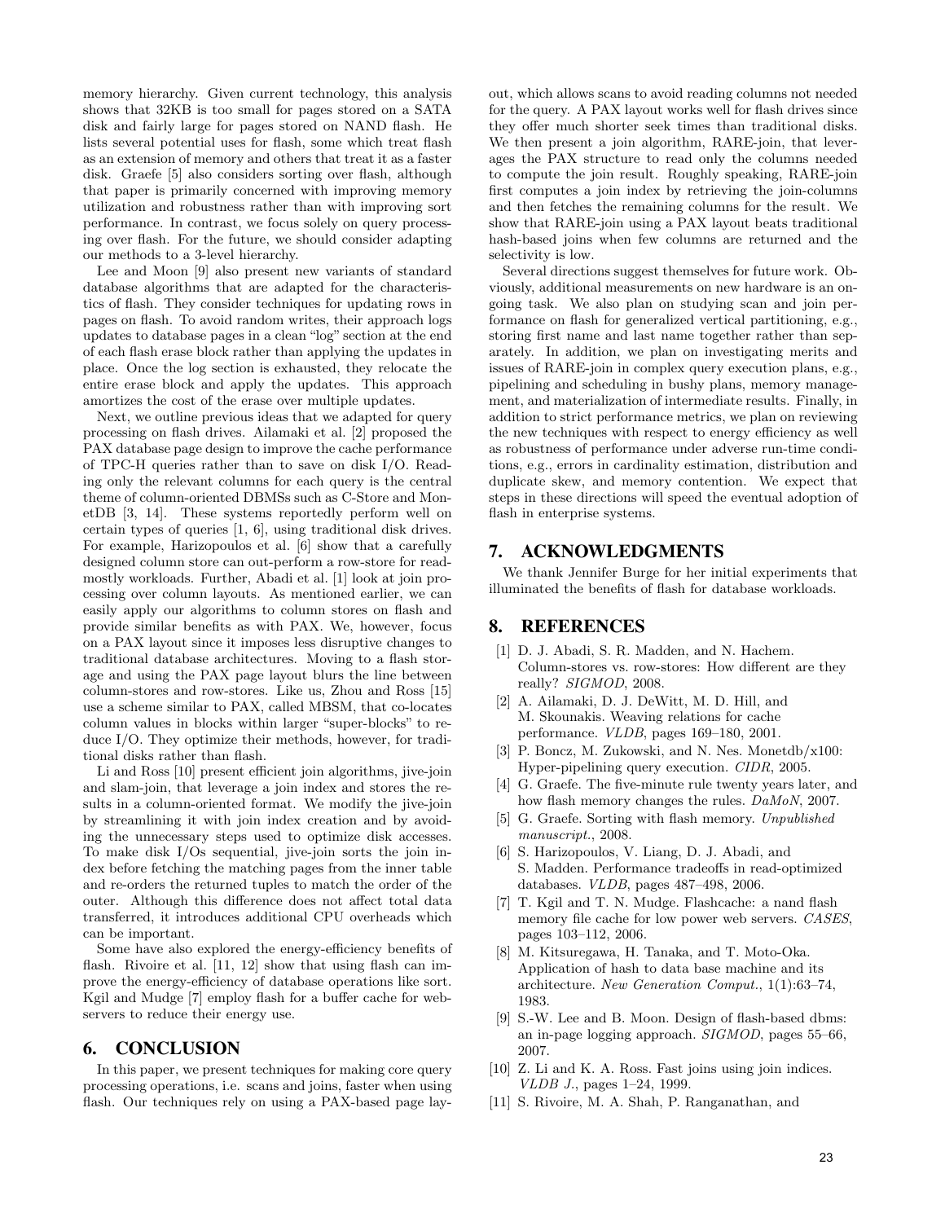memory hierarchy. Given current technology, this analysis shows that 32KB is too small for pages stored on a SATA disk and fairly large for pages stored on NAND flash. He lists several potential uses for flash, some which treat flash as an extension of memory and others that treat it as a faster disk. Graefe [5] also considers sorting over flash, although that paper is primarily concerned with improving memory utilization and robustness rather than with improving sort performance. In contrast, we focus solely on query processing over flash. For the future, we should consider adapting our methods to a 3-level hierarchy.

Lee and Moon [9] also present new variants of standard database algorithms that are adapted for the characteristics of flash. They consider techniques for updating rows in pages on flash. To avoid random writes, their approach logs updates to database pages in a clean "log" section at the end of each flash erase block rather than applying the updates in place. Once the log section is exhausted, they relocate the entire erase block and apply the updates. This approach amortizes the cost of the erase over multiple updates.

Next, we outline previous ideas that we adapted for query processing on flash drives. Ailamaki et al. [2] proposed the PAX database page design to improve the cache performance of TPC-H queries rather than to save on disk I/O. Reading only the relevant columns for each query is the central theme of column-oriented DBMSs such as C-Store and MonetDB [3, 14]. These systems reportedly perform well on certain types of queries [1, 6], using traditional disk drives. For example, Harizopoulos et al. [6] show that a carefully designed column store can out-perform a row-store for read-mostly workloads. Further, Abadi et al. [1] look at join processing over column layouts. As mentioned earlier, we can easily apply our algorithms to column stores on flash and provide similar benefits as with PAX. We, however, focus on a PAX layout since it imposes less disruptive changes to traditional database architectures. Moving to a flash storage and using the PAX page layout blurs the line between column-stores and row-stores. Like us, Zhou and Ross [15] use a scheme similar to PAX, called MBSM, that co-locates column values in blocks within larger "super-blocks" to reduce I/O. They optimize their methods, however, for traditional disks rather than flash.

Li and Ross [10] present efficient join algorithms, jive-join and slam-join, that leverage a join index and stores the results in a column-oriented format. We modify the jive-join by streamlining it with join index creation and by avoiding the unnecessary steps used to optimize disk accesses. To make disk I/Os sequential, jive-join sorts the join index before fetching the matching pages from the inner table and re-orders the returned tuples to match the order of the outer. Although this difference does not affect total data transferred, it introduces additional CPU overheads which can be important.

Some have also explored the energy-efficiency benefits of flash. Rivoire et al. [11, 12] show that using flash can improve the energy-efficiency of database operations like sort. Kgil and Mudge [7] employ flash for a buffer cache for webservers to reduce their energy use.

## 6. CONCLUSION

In this paper, we present techniques for making core query processing operations, i.e. scans and joins, faster when using flash. Our techniques rely on using a PAX-based page layout, which allows scans to avoid reading columns not needed for the query. A PAX layout works well for flash drives since they offer much shorter seek times than traditional disks. We then present a join algorithm, RARE-join, that leverages the PAX structure to read only the columns needed to compute the join result. Roughly speaking, RARE-join first computes a join index by retrieving the join-columns and then fetches the remaining columns for the result. We show that RARE-join using a PAX layout beats traditional hash-based joins when few columns are returned and the selectivity is low.

Several directions suggest themselves for future work. Obviously, additional measurements on new hardware is an ongoing task. We also plan on studying scan and join performance on flash for generalized vertical partitioning, e.g., storing first name and last name together rather than separately. In addition, we plan on investigating merits and issues of RARE-join in complex query execution plans, e.g., pipelining and scheduling in bushy plans, memory management, and materialization of intermediate results. Finally, in addition to strict performance metrics, we plan on reviewing the new techniques with respect to energy efficiency as well as robustness of performance under adverse run-time conditions, e.g., errors in cardinality estimation, distribution and duplicate skew, and memory contention. We expect that steps in these directions will speed the eventual adoption of flash in enterprise systems.

## 7. ACKNOWLEDGMENTS

We thank Jennifer Burge for her initial experiments that illuminated the benefits of flash for database workloads.

## 8. REFERENCES

[1] D. J. Abadi, S. R. Madden, and N. Hachem. Column-stores vs. row-stores: How different are they really? *SIGMOD*, 2008.

[2] A. Ailamaki, D. J. DeWitt, M. D. Hill, and M. Skounakis. Weaving relations for cache performance. *VLDB*, pages 169–180, 2001.

[3] P. Boncz, M. Zukowski, and N. Nes. Monetdb/x100: Hyper-pipelining query execution. *CIDR*, 2005.

[4] G. Graefe. The five-minute rule twenty years later, and how flash memory changes the rules. *DaMoN*, 2007.

[5] G. Graefe. Sorting with flash memory. *Unpublished manuscript.*, 2008.

[6] S. Harizopoulos, V. Liang, D. J. Abadi, and S. Madden. Performance tradeoffs in read-optimized databases. *VLDB*, pages 487–498, 2006.

[7] T. Kgil and T. N. Mudge. Flashcache: a nand flash memory file cache for low power web servers. *CASES*, pages 103–112, 2006.

[8] M. Kitsuregawa, H. Tanaka, and T. Moto-Oka. Application of hash to data base machine and its architecture. *New Generation Comput.*, 1(1):63–74, 1983.

[9] S.-W. Lee and B. Moon. Design of flash-based dbms: an in-page logging approach. *SIGMOD*, pages 55–66, 2007.

[10] Z. Li and K. A. Ross. Fast joins using join indices. *VLDB J.*, pages 1–24, 1999.

[11] S. Rivoire, M. A. Shah, P. Ranganathan, and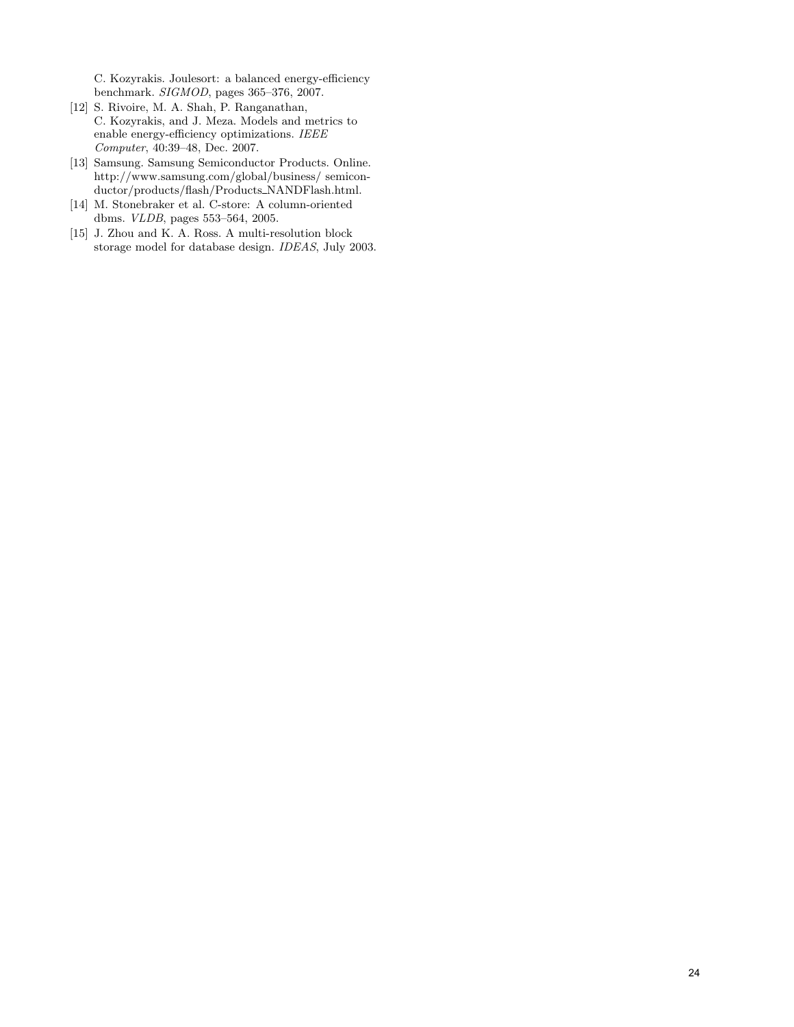C. Kozyrakis. Joulesort: a balanced energy-efficiency benchmark. *SIGMOD*, pages 365–376, 2007.

[12] S. Rivoire, M. A. Shah, P. Ranganathan, C. Kozyrakis, and J. Meza. Models and metrics to enable energy-efficiency optimizations. *IEEE Computer*, 40:39–48, Dec. 2007.

[13] Samsung. Samsung Semiconductor Products. Online. http://www.samsung.com/global/business/ semiconductor/products/flash/Products_NANDFlash.html.

[14] M. Stonebraker et al. C-store: A column-oriented dbms. *VLDB*, pages 553–564, 2005.

[15] J. Zhou and K. A. Ross. A multi-resolution block storage model for database design. *IDEAS*, July 2003.